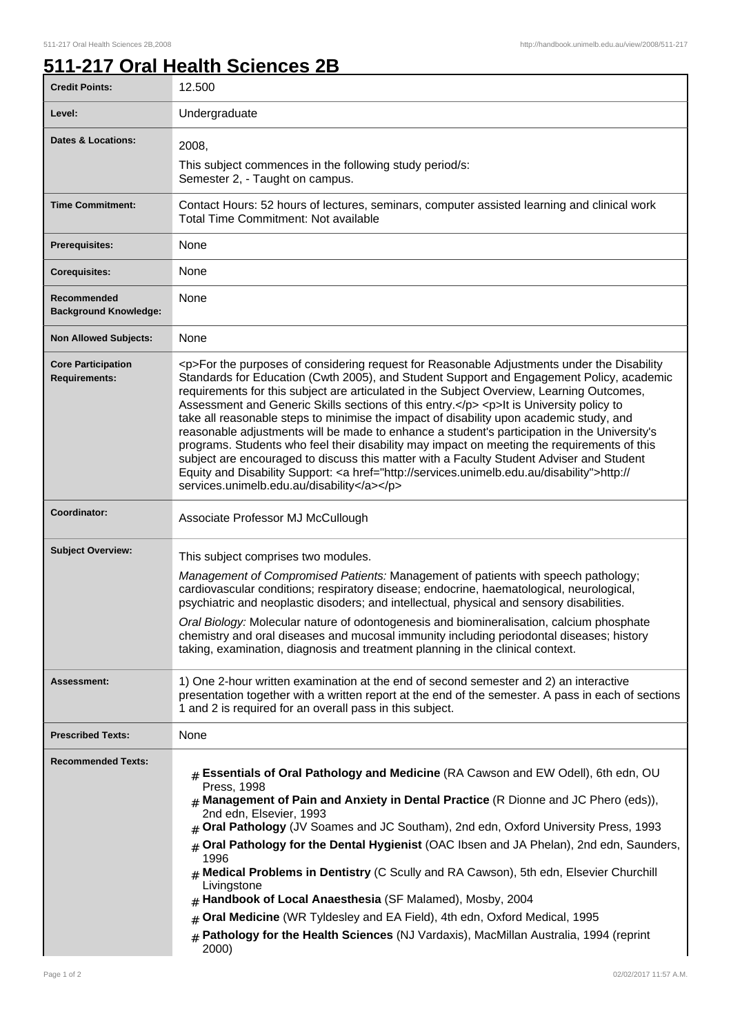# 511-217 Oral Health Sciences 2B

| | |
|---|---|
| **Credit Points:** | 12.500 |
| **Level:** | Undergraduate |
| **Dates & Locations:** | 2008,<br>This subject commences in the following study period/s:<br>Semester 2, - Taught on campus. |
| **Time Commitment:** | Contact Hours: 52 hours of lectures, seminars, computer assisted learning and clinical work<br>Total Time Commitment: Not available |
| **Prerequisites:** | None |
| **Corequisites:** | None |
| **Recommended Background Knowledge:** | None |
| **Non Allowed Subjects:** | None |
| **Core Participation Requirements:** | <p>For the purposes of considering request for Reasonable Adjustments under the Disability Standards for Education (Cwth 2005), and Student Support and Engagement Policy, academic requirements for this subject are articulated in the Subject Overview, Learning Outcomes, Assessment and Generic Skills sections of this entry.</p> <p>It is University policy to take all reasonable steps to minimise the impact of disability upon academic study, and reasonable adjustments will be made to enhance a student's participation in the University's programs. Students who feel their disability may impact on meeting the requirements of this subject are encouraged to discuss this matter with a Faculty Student Adviser and Student Equity and Disability Support: <a href="http://services.unimelb.edu.au/disability">http://services.unimelb.edu.au/disability</a></p> |
| **Coordinator:** | Associate Professor MJ McCullough |
| **Subject Overview:** | This subject comprises two modules.<br>*Management of Compromised Patients:* Management of patients with speech pathology; cardiovascular conditions; respiratory disease; endocrine, haematological, neurological, psychiatric and neoplastic disoders; and intellectual, physical and sensory disabilities.<br>*Oral Biology:* Molecular nature of odontogenesis and biomineralisation, calcium phosphate chemistry and oral diseases and mucosal immunity including periodontal diseases; history taking, examination, diagnosis and treatment planning in the clinical context. |
| **Assessment:** | 1) One 2-hour written examination at the end of second semester and 2) an interactive presentation together with a written report at the end of the semester. A pass in each of sections 1 and 2 is required for an overall pass in this subject. |
| **Prescribed Texts:** | None |
| **Recommended Texts:** | # **Essentials of Oral Pathology and Medicine** (RA Cawson and EW Odell), 6th edn, OU Press, 1998<br># **Management of Pain and Anxiety in Dental Practice** (R Dionne and JC Phero (eds)), 2nd edn, Elsevier, 1993<br># **Oral Pathology** (JV Soames and JC Southam), 2nd edn, Oxford University Press, 1993<br># **Oral Pathology for the Dental Hygienist** (OAC Ibsen and JA Phelan), 2nd edn, Saunders, 1996<br># **Medical Problems in Dentistry** (C Scully and RA Cawson), 5th edn, Elsevier Churchill Livingstone<br># **Handbook of Local Anaesthesia** (SF Malamed), Mosby, 2004<br># **Oral Medicine** (WR Tyldesley and EA Field), 4th edn, Oxford Medical, 1995<br># **Pathology for the Health Sciences** (NJ Vardaxis), MacMillan Australia, 1994 (reprint 2000) |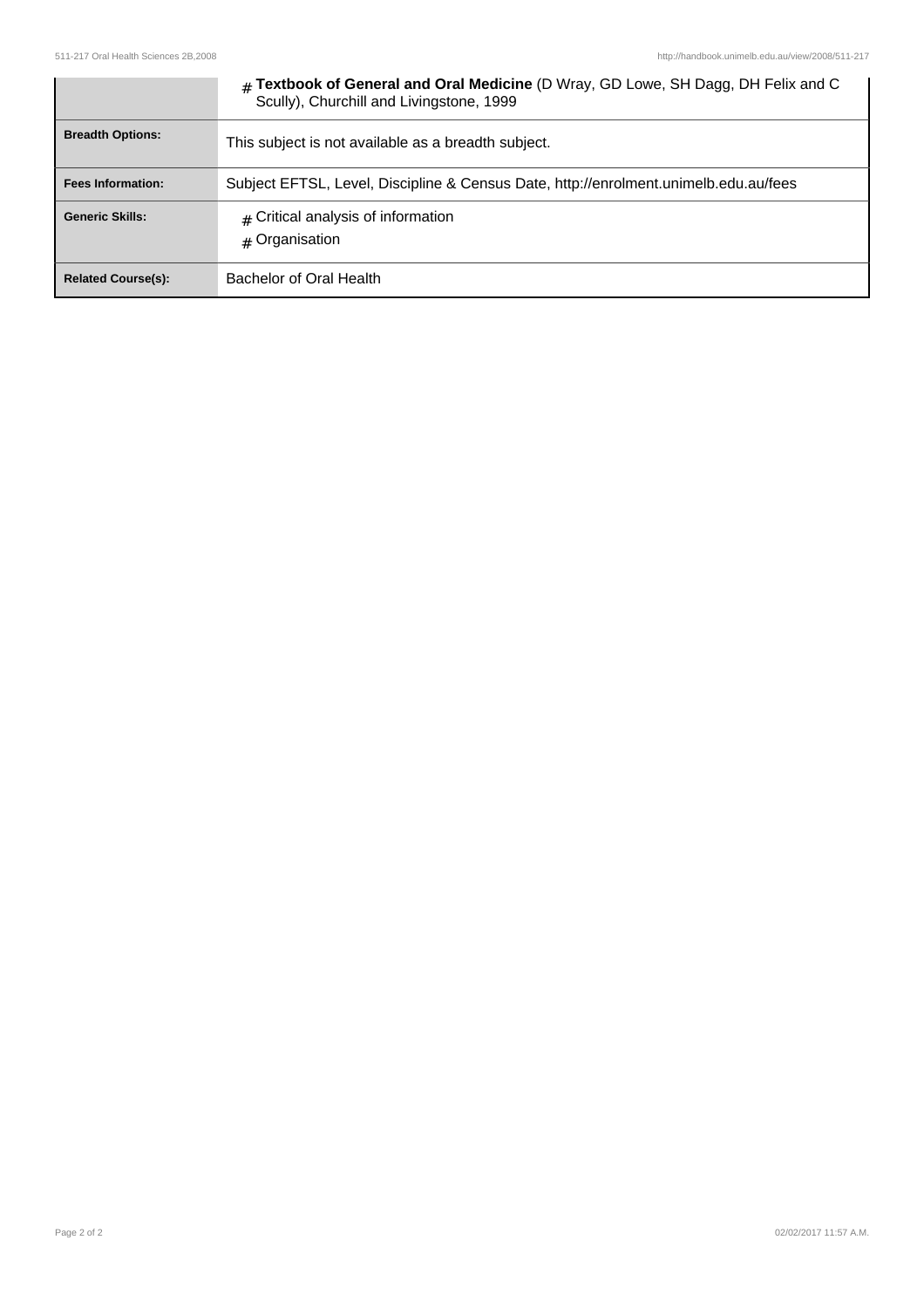| | |
|---|---|
| | # **Textbook of General and Oral Medicine** (D Wray, GD Lowe, SH Dagg, DH Felix and C Scully), Churchill and Livingstone, 1999 |
| **Breadth Options:** | This subject is not available as a breadth subject. |
| **Fees Information:** | Subject EFTSL, Level, Discipline & Census Date, http://enrolment.unimelb.edu.au/fees |
| **Generic Skills:** | # Critical analysis of information<br># Organisation |
| **Related Course(s):** | Bachelor of Oral Health |